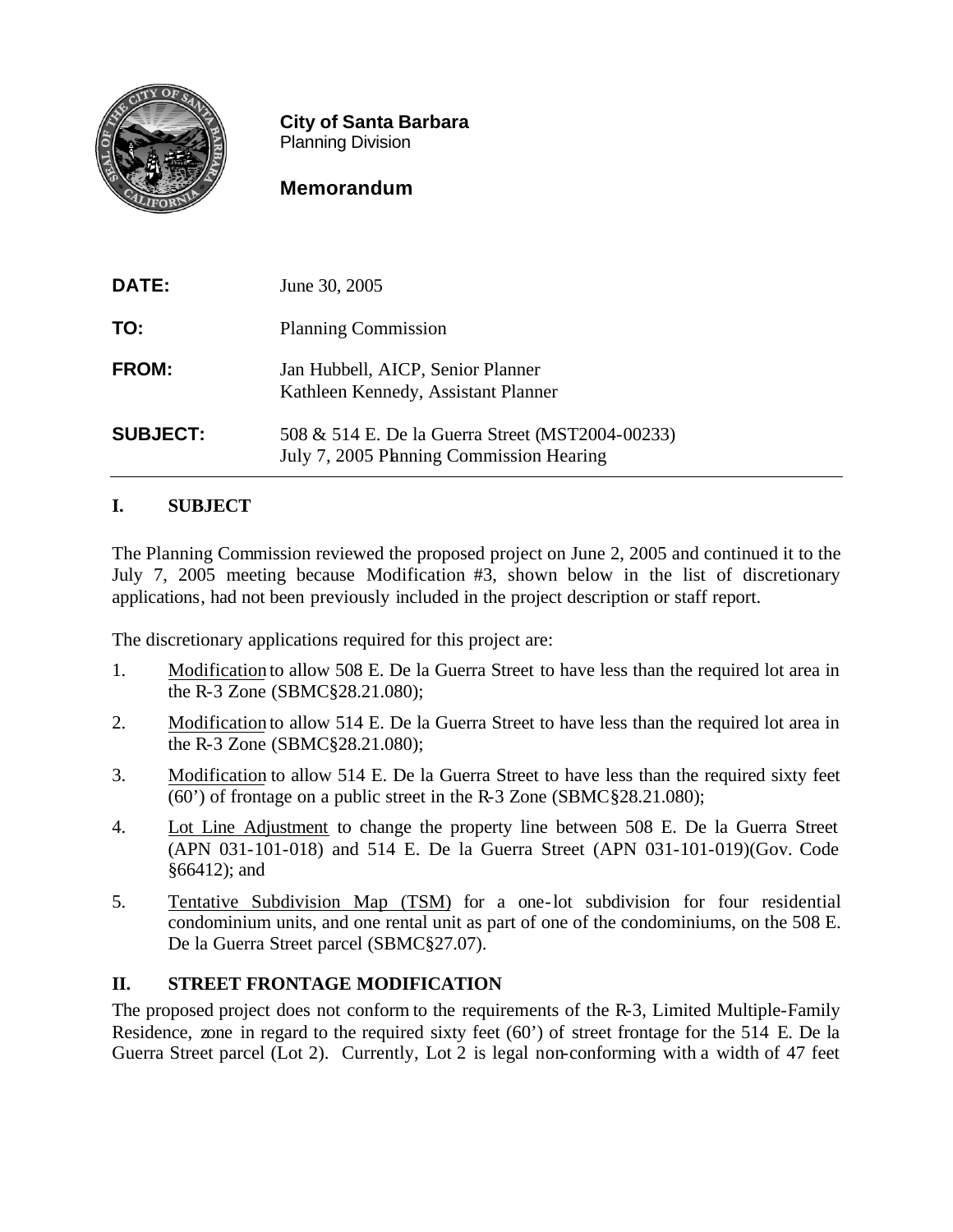**City of Santa Barbara**
Planning Division

**Memorandum**

| | |
|---|---|
| **DATE:** | June 30, 2005 |
| **TO:** | Planning Commission |
| **FROM:** | Jan Hubbell, AICP, Senior Planner<br>Kathleen Kennedy, Assistant Planner |
| **SUBJECT:** | 508 & 514 E. De la Guerra Street (MST2004-00233)<br>July 7, 2005 Planning Commission Hearing |

## I. SUBJECT

The Planning Commission reviewed the proposed project on June 2, 2005 and continued it to the July 7, 2005 meeting because Modification #3, shown below in the list of discretionary applications, had not been previously included in the project description or staff report.

The discretionary applications required for this project are:

1. Modification to allow 508 E. De la Guerra Street to have less than the required lot area in the R-3 Zone (SBMC§28.21.080);
2. Modification to allow 514 E. De la Guerra Street to have less than the required lot area in the R-3 Zone (SBMC§28.21.080);
3. Modification to allow 514 E. De la Guerra Street to have less than the required sixty feet (60') of frontage on a public street in the R-3 Zone (SBMC§28.21.080);
4. Lot Line Adjustment to change the property line between 508 E. De la Guerra Street (APN 031-101-018) and 514 E. De la Guerra Street (APN 031-101-019)(Gov. Code §66412); and
5. Tentative Subdivision Map (TSM) for a one-lot subdivision for four residential condominium units, and one rental unit as part of one of the condominiums, on the 508 E. De la Guerra Street parcel (SBMC§27.07).

## II. STREET FRONTAGE MODIFICATION

The proposed project does not conform to the requirements of the R-3, Limited Multiple-Family Residence, zone in regard to the required sixty feet (60') of street frontage for the 514 E. De la Guerra Street parcel (Lot 2). Currently, Lot 2 is legal non-conforming with a width of 47 feet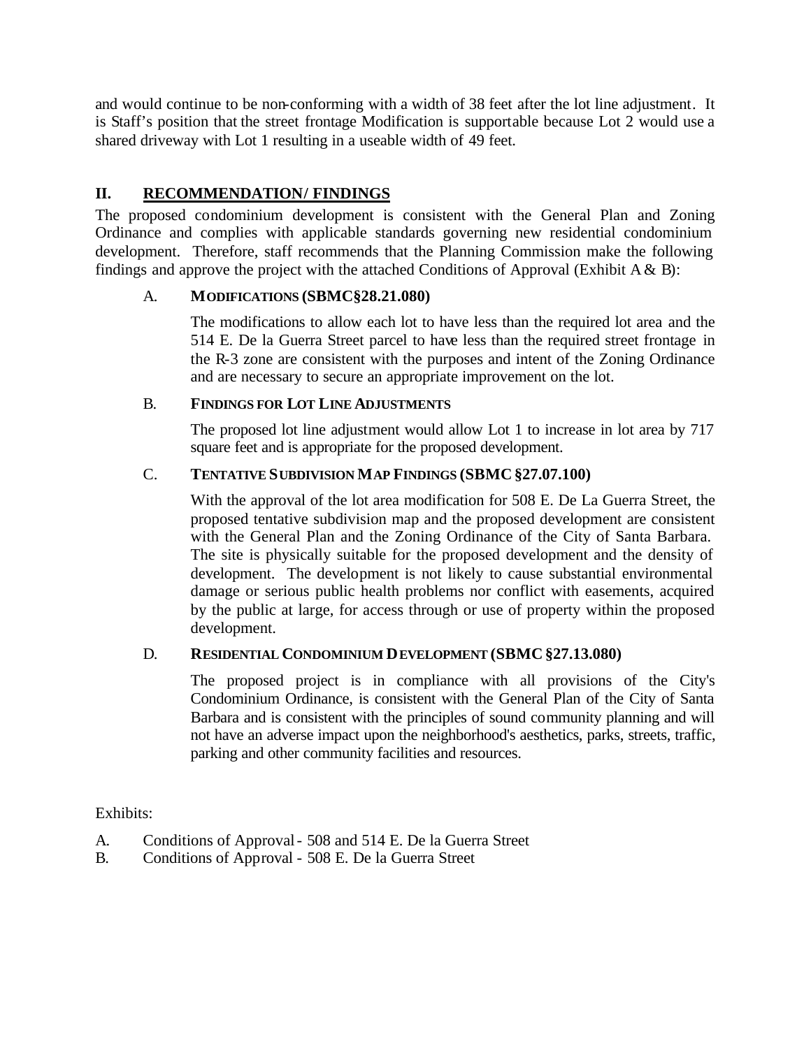and would continue to be non-conforming with a width of 38 feet after the lot line adjustment. It is Staff's position that the street frontage Modification is supportable because Lot 2 would use a shared driveway with Lot 1 resulting in a useable width of 49 feet.

## II. RECOMMENDATION/ FINDINGS

The proposed condominium development is consistent with the General Plan and Zoning Ordinance and complies with applicable standards governing new residential condominium development. Therefore, staff recommends that the Planning Commission make the following findings and approve the project with the attached Conditions of Approval (Exhibit A & B):

### A. MODIFICATIONS (SBMC§28.21.080)

The modifications to allow each lot to have less than the required lot area and the 514 E. De la Guerra Street parcel to have less than the required street frontage in the R-3 zone are consistent with the purposes and intent of the Zoning Ordinance and are necessary to secure an appropriate improvement on the lot.

### B. FINDINGS FOR LOT LINE ADJUSTMENTS

The proposed lot line adjustment would allow Lot 1 to increase in lot area by 717 square feet and is appropriate for the proposed development.

### C. TENTATIVE SUBDIVISION MAP FINDINGS (SBMC §27.07.100)

With the approval of the lot area modification for 508 E. De La Guerra Street, the proposed tentative subdivision map and the proposed development are consistent with the General Plan and the Zoning Ordinance of the City of Santa Barbara. The site is physically suitable for the proposed development and the density of development. The development is not likely to cause substantial environmental damage or serious public health problems nor conflict with easements, acquired by the public at large, for access through or use of property within the proposed development.

### D. RESIDENTIAL CONDOMINIUM DEVELOPMENT (SBMC §27.13.080)

The proposed project is in compliance with all provisions of the City's Condominium Ordinance, is consistent with the General Plan of the City of Santa Barbara and is consistent with the principles of sound community planning and will not have an adverse impact upon the neighborhood's aesthetics, parks, streets, traffic, parking and other community facilities and resources.

Exhibits:

A. Conditions of Approval - 508 and 514 E. De la Guerra Street
B. Conditions of Approval - 508 E. De la Guerra Street